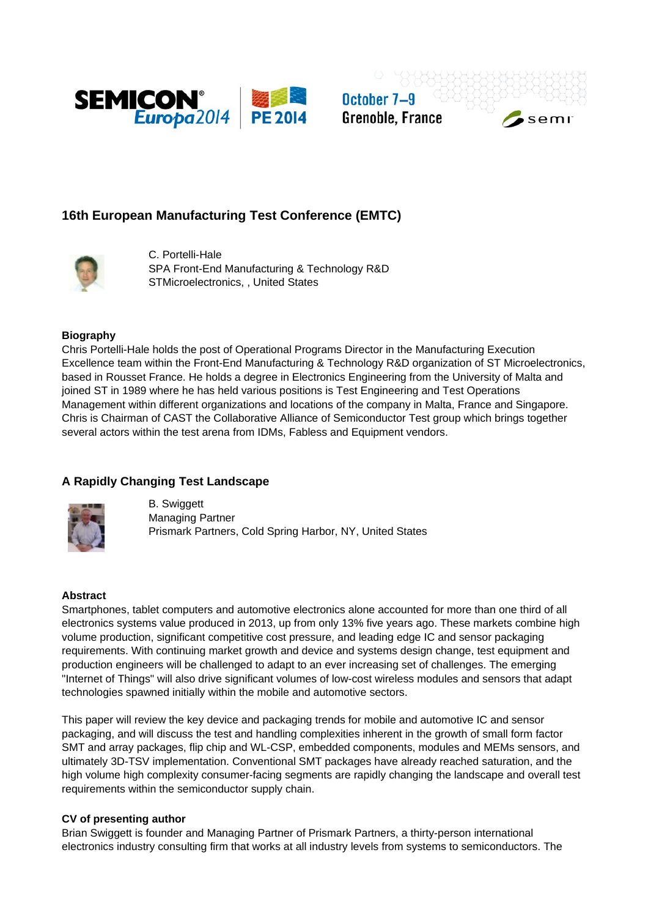SEMICON® Europa2014 | PE 2014

October 7–9
Grenoble, France

## 16th European Manufacturing Test Conference (EMTC)

C. Portelli-Hale
SPA Front-End Manufacturing & Technology R&D
STMicroelectronics, , United States

### Biography

Chris Portelli-Hale holds the post of Operational Programs Director in the Manufacturing Execution Excellence team within the Front-End Manufacturing & Technology R&D organization of ST Microelectronics, based in Rousset France. He holds a degree in Electronics Engineering from the University of Malta and joined ST in 1989 where he has held various positions is Test Engineering and Test Operations Management within different organizations and locations of the company in Malta, France and Singapore. Chris is Chairman of CAST the Collaborative Alliance of Semiconductor Test group which brings together several actors within the test arena from IDMs, Fabless and Equipment vendors.

## A Rapidly Changing Test Landscape

B. Swiggett
Managing Partner
Prismark Partners, Cold Spring Harbor, NY, United States

### Abstract

Smartphones, tablet computers and automotive electronics alone accounted for more than one third of all electronics systems value produced in 2013, up from only 13% five years ago. These markets combine high volume production, significant competitive cost pressure, and leading edge IC and sensor packaging requirements. With continuing market growth and device and systems design change, test equipment and production engineers will be challenged to adapt to an ever increasing set of challenges. The emerging "Internet of Things" will also drive significant volumes of low-cost wireless modules and sensors that adapt technologies spawned initially within the mobile and automotive sectors.

This paper will review the key device and packaging trends for mobile and automotive IC and sensor packaging, and will discuss the test and handling complexities inherent in the growth of small form factor SMT and array packages, flip chip and WL-CSP, embedded components, modules and MEMs sensors, and ultimately 3D-TSV implementation. Conventional SMT packages have already reached saturation, and the high volume high complexity consumer-facing segments are rapidly changing the landscape and overall test requirements within the semiconductor supply chain.

### CV of presenting author

Brian Swiggett is founder and Managing Partner of Prismark Partners, a thirty-person international electronics industry consulting firm that works at all industry levels from systems to semiconductors. The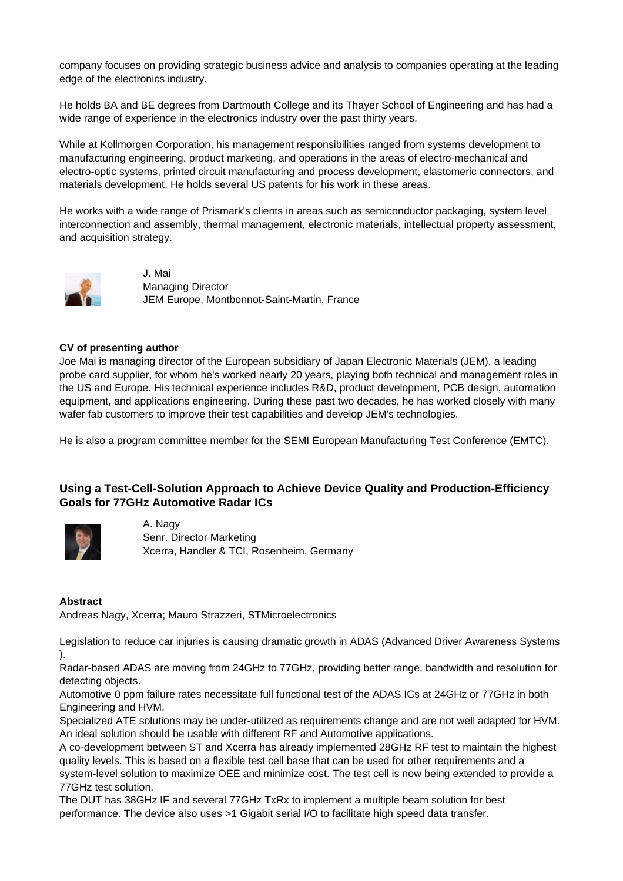company focuses on providing strategic business advice and analysis to companies operating at the leading edge of the electronics industry.

He holds BA and BE degrees from Dartmouth College and its Thayer School of Engineering and has had a wide range of experience in the electronics industry over the past thirty years.

While at Kollmorgen Corporation, his management responsibilities ranged from systems development to manufacturing engineering, product marketing, and operations in the areas of electro-mechanical and electro-optic systems, printed circuit manufacturing and process development, elastomeric connectors, and materials development. He holds several US patents for his work in these areas.

He works with a wide range of Prismark's clients in areas such as semiconductor packaging, system level interconnection and assembly, thermal management, electronic materials, intellectual property assessment, and acquisition strategy.

J. Mai
Managing Director
JEM Europe, Montbonnot-Saint-Martin, France

**CV of presenting author**

Joe Mai is managing director of the European subsidiary of Japan Electronic Materials (JEM), a leading probe card supplier, for whom he's worked nearly 20 years, playing both technical and management roles in the US and Europe. His technical experience includes R&D, product development, PCB design, automation equipment, and applications engineering. During these past two decades, he has worked closely with many wafer fab customers to improve their test capabilities and develop JEM's technologies.

He is also a program committee member for the SEMI European Manufacturing Test Conference (EMTC).

### Using a Test-Cell-Solution Approach to Achieve Device Quality and Production-Efficiency Goals for 77GHz Automotive Radar ICs

A. Nagy
Senr. Director Marketing
Xcerra, Handler & TCI, Rosenheim, Germany

**Abstract**

Andreas Nagy, Xcerra; Mauro Strazzeri, STMicroelectronics

Legislation to reduce car injuries is causing dramatic growth in ADAS (Advanced Driver Awareness Systems ).
Radar-based ADAS are moving from 24GHz to 77GHz, providing better range, bandwidth and resolution for detecting objects.
Automotive 0 ppm failure rates necessitate full functional test of the ADAS ICs at 24GHz or 77GHz in both Engineering and HVM.
Specialized ATE solutions may be under-utilized as requirements change and are not well adapted for HVM. An ideal solution should be usable with different RF and Automotive applications.
A co-development between ST and Xcerra has already implemented 28GHz RF test to maintain the highest quality levels. This is based on a flexible test cell base that can be used for other requirements and a system-level solution to maximize OEE and minimize cost. The test cell is now being extended to provide a 77GHz test solution.
The DUT has 38GHz IF and several 77GHz TxRx to implement a multiple beam solution for best performance. The device also uses >1 Gigabit serial I/O to facilitate high speed data transfer.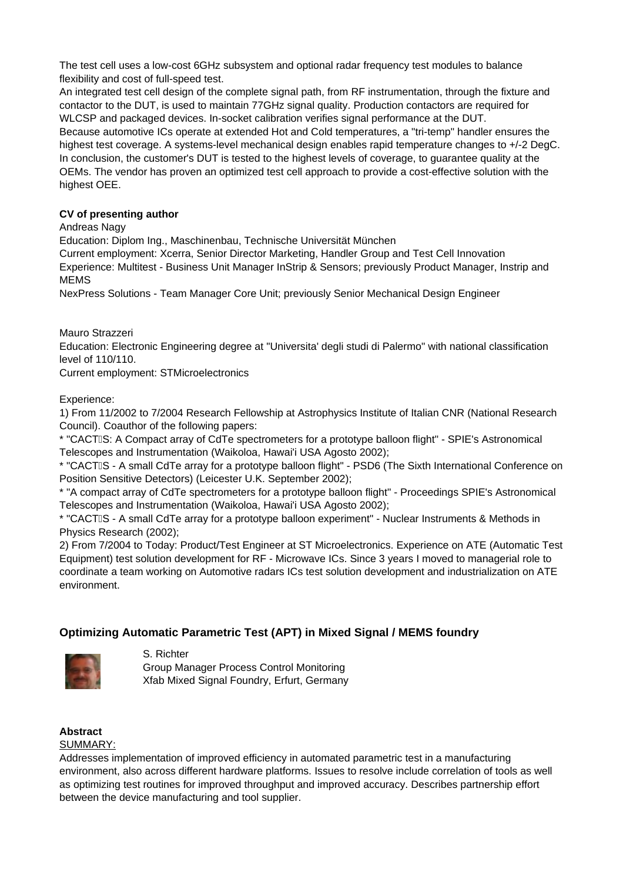The test cell uses a low-cost 6GHz subsystem and optional radar frequency test modules to balance flexibility and cost of full-speed test.
An integrated test cell design of the complete signal path, from RF instrumentation, through the fixture and contactor to the DUT, is used to maintain 77GHz signal quality. Production contactors are required for WLCSP and packaged devices. In-socket calibration verifies signal performance at the DUT.
Because automotive ICs operate at extended Hot and Cold temperatures, a "tri-temp" handler ensures the highest test coverage. A systems-level mechanical design enables rapid temperature changes to +/-2 DegC.
In conclusion, the customer's DUT is tested to the highest levels of coverage, to guarantee quality at the OEMs. The vendor has proven an optimized test cell approach to provide a cost-effective solution with the highest OEE.

**CV of presenting author**

Andreas Nagy
Education: Diplom Ing., Maschinenbau, Technische Universität München
Current employment: Xcerra, Senior Director Marketing, Handler Group and Test Cell Innovation
Experience: Multitest - Business Unit Manager InStrip & Sensors; previously Product Manager, Instrip and MEMS
NexPress Solutions - Team Manager Core Unit; previously Senior Mechanical Design Engineer

Mauro Strazzeri
Education: Electronic Engineering degree at "Universita' degli studi di Palermo" with national classification level of 110/110.
Current employment: STMicroelectronics

Experience:
1) From 11/2002 to 7/2004 Research Fellowship at Astrophysics Institute of Italian CNR (National Research Council). Coauthor of the following papers:
* "CACTΙS: A Compact array of CdTe spectrometers for a prototype balloon flight" - SPIE's Astronomical Telescopes and Instrumentation (Waikoloa, Hawai'i USA Agosto 2002);
* "CACTΙS - A small CdTe array for a prototype balloon flight" - PSD6 (The Sixth International Conference on Position Sensitive Detectors) (Leicester U.K. September 2002);
* "A compact array of CdTe spectrometers for a prototype balloon flight" - Proceedings SPIE's Astronomical Telescopes and Instrumentation (Waikoloa, Hawai'i USA Agosto 2002);
* "CACTΙS - A small CdTe array for a prototype balloon experiment" - Nuclear Instruments & Methods in Physics Research (2002);
2) From 7/2004 to Today: Product/Test Engineer at ST Microelectronics. Experience on ATE (Automatic Test Equipment) test solution development for RF - Microwave ICs. Since 3 years I moved to managerial role to coordinate a team working on Automotive radars ICs test solution development and industrialization on ATE environment.

## Optimizing Automatic Parametric Test (APT) in Mixed Signal / MEMS foundry

S. Richter
Group Manager Process Control Monitoring
Xfab Mixed Signal Foundry, Erfurt, Germany

**Abstract**

SUMMARY:
Addresses implementation of improved efficiency in automated parametric test in a manufacturing environment, also across different hardware platforms. Issues to resolve include correlation of tools as well as optimizing test routines for improved throughput and improved accuracy. Describes partnership effort between the device manufacturing and tool supplier.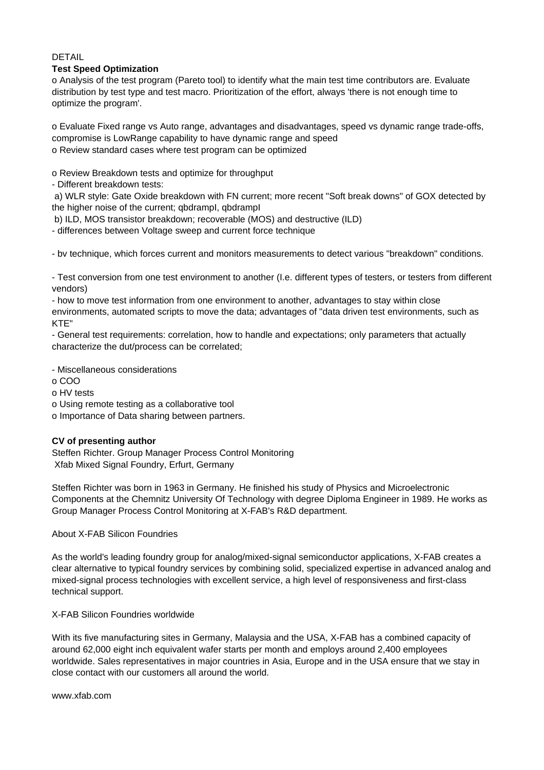DETAIL

**Test Speed Optimization**

o Analysis of the test program (Pareto tool) to identify what the main test time contributors are. Evaluate distribution by test type and test macro. Prioritization of the effort, always 'there is not enough time to optimize the program'.

o Evaluate Fixed range vs Auto range, advantages and disadvantages, speed vs dynamic range trade-offs, compromise is LowRange capability to have dynamic range and speed

o Review standard cases where test program can be optimized

o Review Breakdown tests and optimize for throughput

- Different breakdown tests:

 a) WLR style: Gate Oxide breakdown with FN current; more recent "Soft break downs" of GOX detected by the higher noise of the current; qbdrampI, qbdrampI

 b) ILD, MOS transistor breakdown; recoverable (MOS) and destructive (ILD)

- differences between Voltage sweep and current force technique

- bv technique, which forces current and monitors measurements to detect various "breakdown" conditions.

- Test conversion from one test environment to another (I.e. different types of testers, or testers from different vendors)

- how to move test information from one environment to another, advantages to stay within close environments, automated scripts to move the data; advantages of "data driven test environments, such as KTE"

- General test requirements: correlation, how to handle and expectations; only parameters that actually characterize the dut/process can be correlated;

- Miscellaneous considerations

o COO

o HV tests

o Using remote testing as a collaborative tool

o Importance of Data sharing between partners.

**CV of presenting author**

Steffen Richter. Group Manager Process Control Monitoring
Xfab Mixed Signal Foundry, Erfurt, Germany

Steffen Richter was born in 1963 in Germany. He finished his study of Physics and Microelectronic Components at the Chemnitz University Of Technology with degree Diploma Engineer in 1989. He works as Group Manager Process Control Monitoring at X-FAB's R&D department.

About X-FAB Silicon Foundries

As the world's leading foundry group for analog/mixed-signal semiconductor applications, X-FAB creates a clear alternative to typical foundry services by combining solid, specialized expertise in advanced analog and mixed-signal process technologies with excellent service, a high level of responsiveness and first-class technical support.

X-FAB Silicon Foundries worldwide

With its five manufacturing sites in Germany, Malaysia and the USA, X-FAB has a combined capacity of around 62,000 eight inch equivalent wafer starts per month and employs around 2,400 employees worldwide. Sales representatives in major countries in Asia, Europe and in the USA ensure that we stay in close contact with our customers all around the world.

www.xfab.com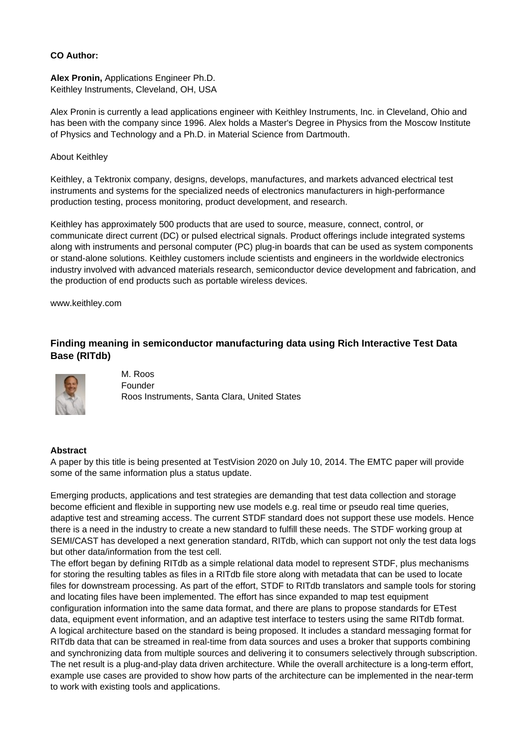**CO Author:**

**Alex Pronin,** Applications Engineer Ph.D.
Keithley Instruments, Cleveland, OH, USA

Alex Pronin is currently a lead applications engineer with Keithley Instruments, Inc. in Cleveland, Ohio and has been with the company since 1996. Alex holds a Master's Degree in Physics from the Moscow Institute of Physics and Technology and a Ph.D. in Material Science from Dartmouth.

About Keithley

Keithley, a Tektronix company, designs, develops, manufactures, and markets advanced electrical test instruments and systems for the specialized needs of electronics manufacturers in high-performance production testing, process monitoring, product development, and research.

Keithley has approximately 500 products that are used to source, measure, connect, control, or communicate direct current (DC) or pulsed electrical signals. Product offerings include integrated systems along with instruments and personal computer (PC) plug-in boards that can be used as system components or stand-alone solutions. Keithley customers include scientists and engineers in the worldwide electronics industry involved with advanced materials research, semiconductor device development and fabrication, and the production of end products such as portable wireless devices.

www.keithley.com

### Finding meaning in semiconductor manufacturing data using Rich Interactive Test Data Base (RITdb)

M. Roos
Founder
Roos Instruments, Santa Clara, United States

**Abstract**
A paper by this title is being presented at TestVision 2020 on July 10, 2014. The EMTC paper will provide some of the same information plus a status update.

Emerging products, applications and test strategies are demanding that test data collection and storage become efficient and flexible in supporting new use models e.g. real time or pseudo real time queries, adaptive test and streaming access. The current STDF standard does not support these use models. Hence there is a need in the industry to create a new standard to fulfill these needs. The STDF working group at SEMI/CAST has developed a next generation standard, RITdb, which can support not only the test data logs but other data/information from the test cell.
The effort began by defining RITdb as a simple relational data model to represent STDF, plus mechanisms for storing the resulting tables as files in a RITdb file store along with metadata that can be used to locate files for downstream processing. As part of the effort, STDF to RITdb translators and sample tools for storing and locating files have been implemented. The effort has since expanded to map test equipment configuration information into the same data format, and there are plans to propose standards for ETest data, equipment event information, and an adaptive test interface to testers using the same RITdb format.
A logical architecture based on the standard is being proposed. It includes a standard messaging format for RITdb data that can be streamed in real-time from data sources and uses a broker that supports combining and synchronizing data from multiple sources and delivering it to consumers selectively through subscription. The net result is a plug-and-play data driven architecture. While the overall architecture is a long-term effort, example use cases are provided to show how parts of the architecture can be implemented in the near-term to work with existing tools and applications.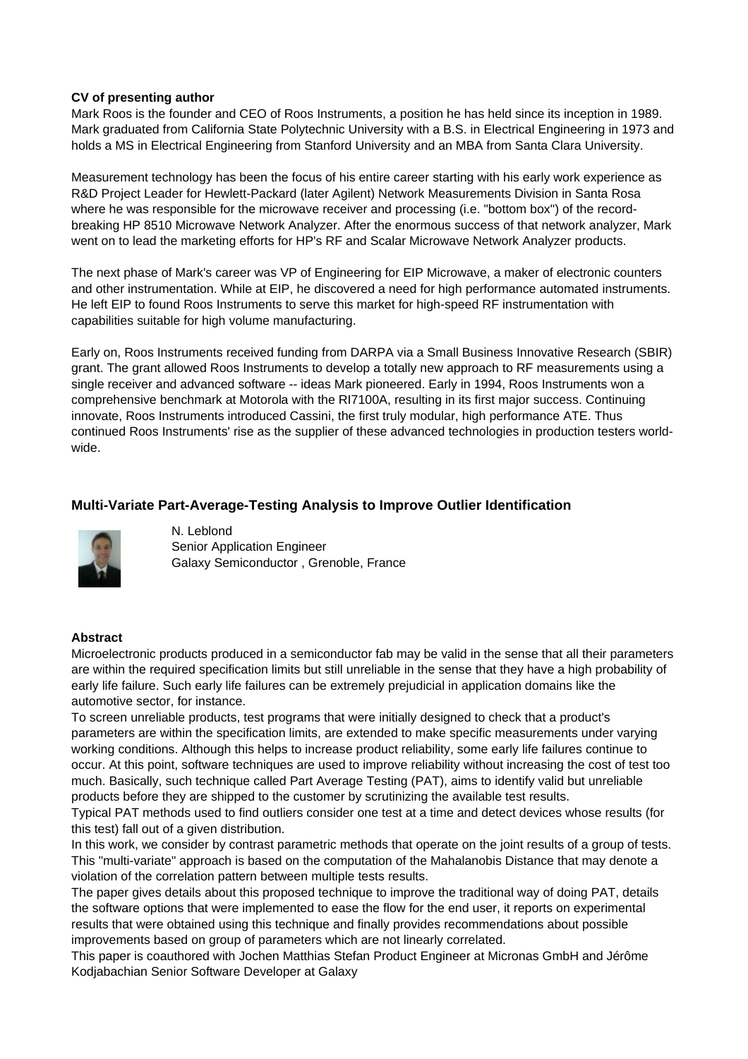**CV of presenting author**

Mark Roos is the founder and CEO of Roos Instruments, a position he has held since its inception in 1989. Mark graduated from California State Polytechnic University with a B.S. in Electrical Engineering in 1973 and holds a MS in Electrical Engineering from Stanford University and an MBA from Santa Clara University.

Measurement technology has been the focus of his entire career starting with his early work experience as R&D Project Leader for Hewlett-Packard (later Agilent) Network Measurements Division in Santa Rosa where he was responsible for the microwave receiver and processing (i.e. "bottom box") of the record-breaking HP 8510 Microwave Network Analyzer. After the enormous success of that network analyzer, Mark went on to lead the marketing efforts for HP's RF and Scalar Microwave Network Analyzer products.

The next phase of Mark's career was VP of Engineering for EIP Microwave, a maker of electronic counters and other instrumentation. While at EIP, he discovered a need for high performance automated instruments. He left EIP to found Roos Instruments to serve this market for high-speed RF instrumentation with capabilities suitable for high volume manufacturing.

Early on, Roos Instruments received funding from DARPA via a Small Business Innovative Research (SBIR) grant. The grant allowed Roos Instruments to develop a totally new approach to RF measurements using a single receiver and advanced software -- ideas Mark pioneered. Early in 1994, Roos Instruments won a comprehensive benchmark at Motorola with the RI7100A, resulting in its first major success. Continuing innovate, Roos Instruments introduced Cassini, the first truly modular, high performance ATE. Thus continued Roos Instruments' rise as the supplier of these advanced technologies in production testers world-wide.

## Multi-Variate Part-Average-Testing Analysis to Improve Outlier Identification

N. Leblond
Senior Application Engineer
Galaxy Semiconductor , Grenoble, France

**Abstract**

Microelectronic products produced in a semiconductor fab may be valid in the sense that all their parameters are within the required specification limits but still unreliable in the sense that they have a high probability of early life failure. Such early life failures can be extremely prejudicial in application domains like the automotive sector, for instance.

To screen unreliable products, test programs that were initially designed to check that a product's parameters are within the specification limits, are extended to make specific measurements under varying working conditions. Although this helps to increase product reliability, some early life failures continue to occur. At this point, software techniques are used to improve reliability without increasing the cost of test too much. Basically, such technique called Part Average Testing (PAT), aims to identify valid but unreliable products before they are shipped to the customer by scrutinizing the available test results.

Typical PAT methods used to find outliers consider one test at a time and detect devices whose results (for this test) fall out of a given distribution.

In this work, we consider by contrast parametric methods that operate on the joint results of a group of tests. This "multi-variate" approach is based on the computation of the Mahalanobis Distance that may denote a violation of the correlation pattern between multiple tests results.

The paper gives details about this proposed technique to improve the traditional way of doing PAT, details the software options that were implemented to ease the flow for the end user, it reports on experimental results that were obtained using this technique and finally provides recommendations about possible improvements based on group of parameters which are not linearly correlated.

This paper is coauthored with Jochen Matthias Stefan Product Engineer at Micronas GmbH and Jérôme Kodjabachian Senior Software Developer at Galaxy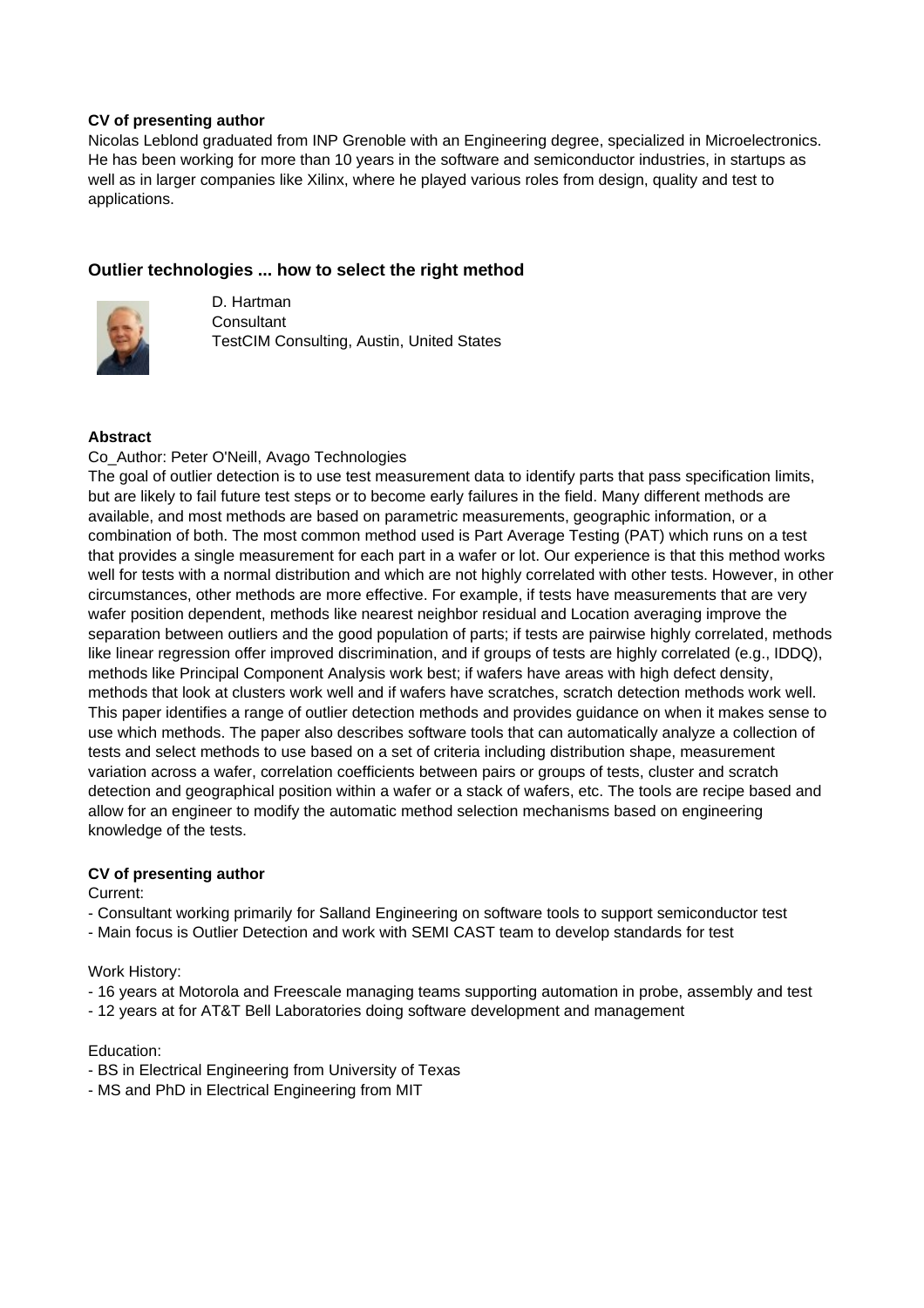**CV of presenting author**

Nicolas Leblond graduated from INP Grenoble with an Engineering degree, specialized in Microelectronics. He has been working for more than 10 years in the software and semiconductor industries, in startups as well as in larger companies like Xilinx, where he played various roles from design, quality and test to applications.

### Outlier technologies ... how to select the right method

D. Hartman
Consultant
TestCIM Consulting, Austin, United States

**Abstract**

Co_Author: Peter O'Neill, Avago Technologies

The goal of outlier detection is to use test measurement data to identify parts that pass specification limits, but are likely to fail future test steps or to become early failures in the field. Many different methods are available, and most methods are based on parametric measurements, geographic information, or a combination of both. The most common method used is Part Average Testing (PAT) which runs on a test that provides a single measurement for each part in a wafer or lot. Our experience is that this method works well for tests with a normal distribution and which are not highly correlated with other tests. However, in other circumstances, other methods are more effective. For example, if tests have measurements that are very wafer position dependent, methods like nearest neighbor residual and Location averaging improve the separation between outliers and the good population of parts; if tests are pairwise highly correlated, methods like linear regression offer improved discrimination, and if groups of tests are highly correlated (e.g., IDDQ), methods like Principal Component Analysis work best; if wafers have areas with high defect density, methods that look at clusters work well and if wafers have scratches, scratch detection methods work well. This paper identifies a range of outlier detection methods and provides guidance on when it makes sense to use which methods. The paper also describes software tools that can automatically analyze a collection of tests and select methods to use based on a set of criteria including distribution shape, measurement variation across a wafer, correlation coefficients between pairs or groups of tests, cluster and scratch detection and geographical position within a wafer or a stack of wafers, etc. The tools are recipe based and allow for an engineer to modify the automatic method selection mechanisms based on engineering knowledge of the tests.

**CV of presenting author**

Current:

- Consultant working primarily for Salland Engineering on software tools to support semiconductor test
- Main focus is Outlier Detection and work with SEMI CAST team to develop standards for test

Work History:

- 16 years at Motorola and Freescale managing teams supporting automation in probe, assembly and test
- 12 years at for AT&T Bell Laboratories doing software development and management

Education:

- BS in Electrical Engineering from University of Texas
- MS and PhD in Electrical Engineering from MIT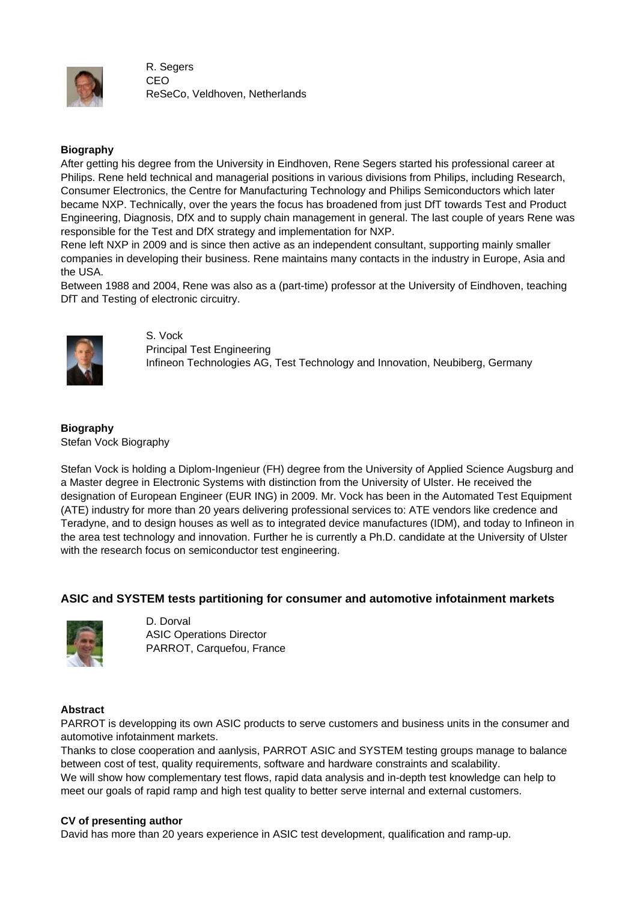R. Segers
CEO
ReSeCo, Veldhoven, Netherlands

**Biography**

After getting his degree from the University in Eindhoven, Rene Segers started his professional career at Philips. Rene held technical and managerial positions in various divisions from Philips, including Research, Consumer Electronics, the Centre for Manufacturing Technology and Philips Semiconductors which later became NXP. Technically, over the years the focus has broadened from just DfT towards Test and Product Engineering, Diagnosis, DfX and to supply chain management in general. The last couple of years Rene was responsible for the Test and DfX strategy and implementation for NXP.
Rene left NXP in 2009 and is since then active as an independent consultant, supporting mainly smaller companies in developing their business. Rene maintains many contacts in the industry in Europe, Asia and the USA.
Between 1988 and 2004, Rene was also as a (part-time) professor at the University of Eindhoven, teaching DfT and Testing of electronic circuitry.

S. Vock
Principal Test Engineering
Infineon Technologies AG, Test Technology and Innovation, Neubiberg, Germany

**Biography**

Stefan Vock Biography

Stefan Vock is holding a Diplom-Ingenieur (FH) degree from the University of Applied Science Augsburg and a Master degree in Electronic Systems with distinction from the University of Ulster. He received the designation of European Engineer (EUR ING) in 2009. Mr. Vock has been in the Automated Test Equipment (ATE) industry for more than 20 years delivering professional services to: ATE vendors like credence and Teradyne, and to design houses as well as to integrated device manufactures (IDM), and today to Infineon in the area test technology and innovation. Further he is currently a Ph.D. candidate at the University of Ulster with the research focus on semiconductor test engineering.

## ASIC and SYSTEM tests partitioning for consumer and automotive infotainment markets

D. Dorval
ASIC Operations Director
PARROT, Carquefou, France

**Abstract**

PARROT is developping its own ASIC products to serve customers and business units in the consumer and automotive infotainment markets.
Thanks to close cooperation and aanlysis, PARROT ASIC and SYSTEM testing groups manage to balance between cost of test, quality requirements, software and hardware constraints and scalability.
We will show how complementary test flows, rapid data analysis and in-depth test knowledge can help to meet our goals of rapid ramp and high test quality to better serve internal and external customers.

**CV of presenting author**

David has more than 20 years experience in ASIC test development, qualification and ramp-up.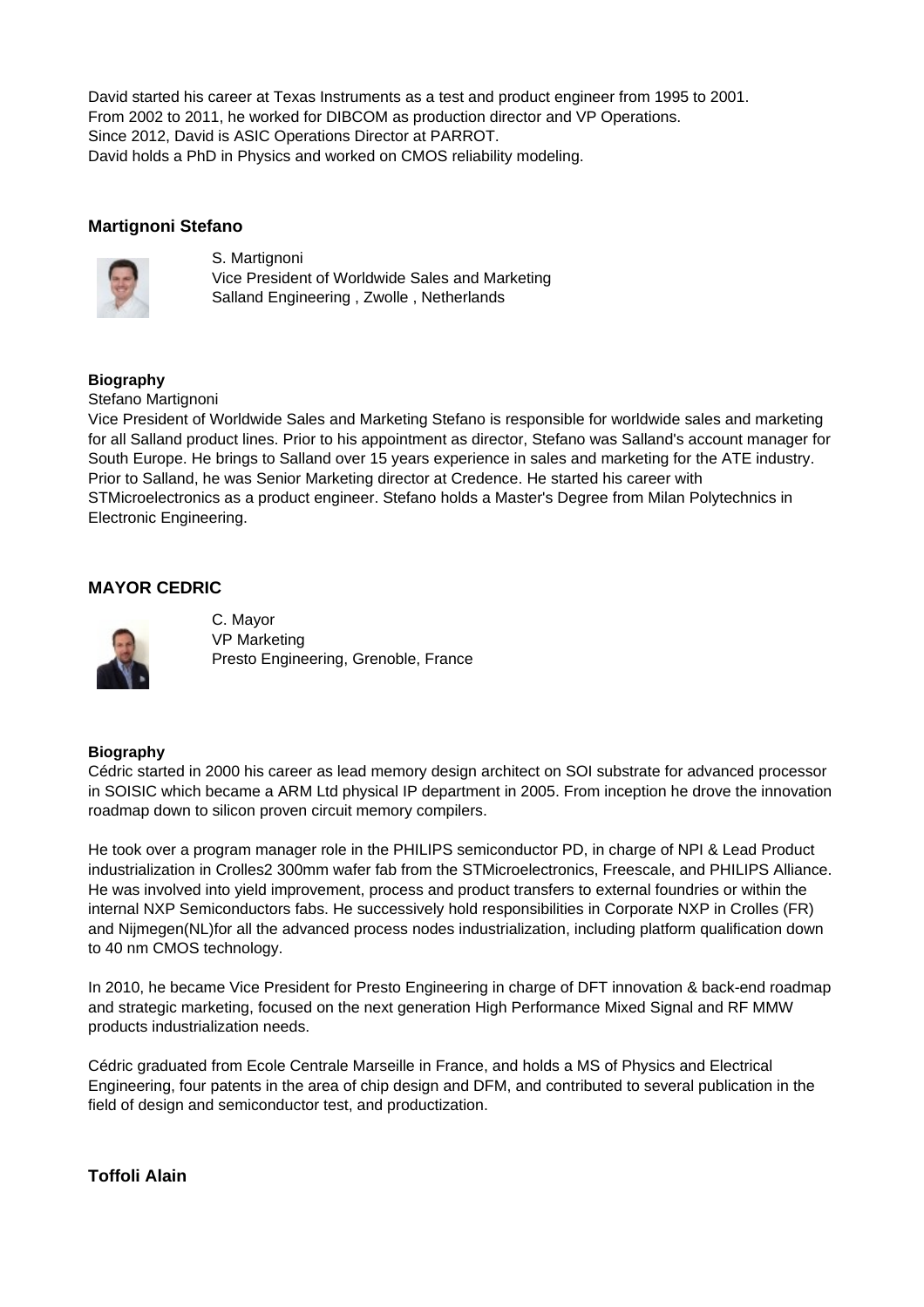David started his career at Texas Instruments as a test and product engineer from 1995 to 2001.
From 2002 to 2011, he worked for DIBCOM as production director and VP Operations.
Since 2012, David is ASIC Operations Director at PARROT.
David holds a PhD in Physics and worked on CMOS reliability modeling.

### Martignoni Stefano

S. Martignoni
Vice President of Worldwide Sales and Marketing
Salland Engineering , Zwolle , Netherlands

**Biography**

Stefano Martignoni
Vice President of Worldwide Sales and Marketing Stefano is responsible for worldwide sales and marketing for all Salland product lines. Prior to his appointment as director, Stefano was Salland's account manager for South Europe. He brings to Salland over 15 years experience in sales and marketing for the ATE industry. Prior to Salland, he was Senior Marketing director at Credence. He started his career with STMicroelectronics as a product engineer. Stefano holds a Master's Degree from Milan Polytechnics in Electronic Engineering.

### MAYOR CEDRIC

C. Mayor
VP Marketing
Presto Engineering, Grenoble, France

**Biography**

Cédric started in 2000 his career as lead memory design architect on SOI substrate for advanced processor in SOISIC which became a ARM Ltd physical IP department in 2005. From inception he drove the innovation roadmap down to silicon proven circuit memory compilers.

He took over a program manager role in the PHILIPS semiconductor PD, in charge of NPI & Lead Product industrialization in Crolles2 300mm wafer fab from the STMicroelectronics, Freescale, and PHILIPS Alliance. He was involved into yield improvement, process and product transfers to external foundries or within the internal NXP Semiconductors fabs. He successively hold responsibilities in Corporate NXP in Crolles (FR) and Nijmegen(NL)for all the advanced process nodes industrialization, including platform qualification down to 40 nm CMOS technology.

In 2010, he became Vice President for Presto Engineering in charge of DFT innovation & back-end roadmap and strategic marketing, focused on the next generation High Performance Mixed Signal and RF MMW products industrialization needs.

Cédric graduated from Ecole Centrale Marseille in France, and holds a MS of Physics and Electrical Engineering, four patents in the area of chip design and DFM, and contributed to several publication in the field of design and semiconductor test, and productization.

### Toffoli Alain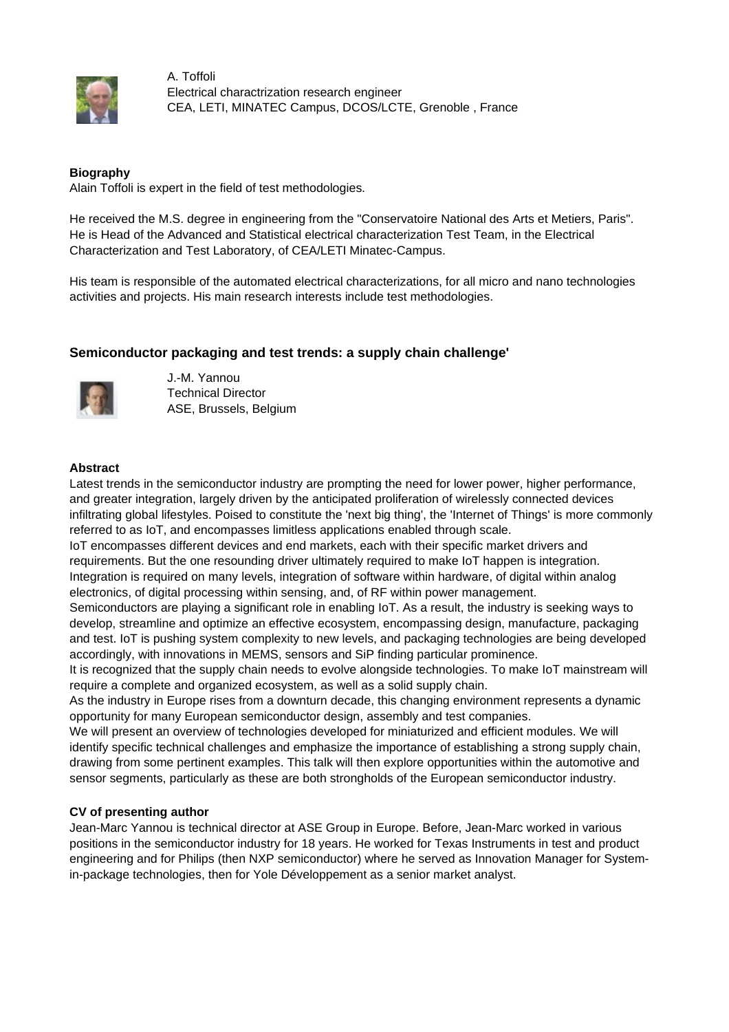A. Toffoli
Electrical charactrization research engineer
CEA, LETI, MINATEC Campus, DCOS/LCTE, Grenoble , France

**Biography**

Alain Toffoli is expert in the field of test methodologies.

He received the M.S. degree in engineering from the "Conservatoire National des Arts et Metiers, Paris". He is Head of the Advanced and Statistical electrical characterization Test Team, in the Electrical Characterization and Test Laboratory, of CEA/LETI Minatec-Campus.

His team is responsible of the automated electrical characterizations, for all micro and nano technologies activities and projects. His main research interests include test methodologies.

### Semiconductor packaging and test trends: a supply chain challenge'

J.-M. Yannou
Technical Director
ASE, Brussels, Belgium

**Abstract**

Latest trends in the semiconductor industry are prompting the need for lower power, higher performance, and greater integration, largely driven by the anticipated proliferation of wirelessly connected devices infiltrating global lifestyles. Poised to constitute the 'next big thing', the 'Internet of Things' is more commonly referred to as IoT, and encompasses limitless applications enabled through scale.

IoT encompasses different devices and end markets, each with their specific market drivers and requirements. But the one resounding driver ultimately required to make IoT happen is integration. Integration is required on many levels, integration of software within hardware, of digital within analog electronics, of digital processing within sensing, and, of RF within power management.

Semiconductors are playing a significant role in enabling IoT. As a result, the industry is seeking ways to develop, streamline and optimize an effective ecosystem, encompassing design, manufacture, packaging and test. IoT is pushing system complexity to new levels, and packaging technologies are being developed accordingly, with innovations in MEMS, sensors and SiP finding particular prominence.

It is recognized that the supply chain needs to evolve alongside technologies. To make IoT mainstream will require a complete and organized ecosystem, as well as a solid supply chain.

As the industry in Europe rises from a downturn decade, this changing environment represents a dynamic opportunity for many European semiconductor design, assembly and test companies.

We will present an overview of technologies developed for miniaturized and efficient modules. We will identify specific technical challenges and emphasize the importance of establishing a strong supply chain, drawing from some pertinent examples. This talk will then explore opportunities within the automotive and sensor segments, particularly as these are both strongholds of the European semiconductor industry.

**CV of presenting author**

Jean-Marc Yannou is technical director at ASE Group in Europe. Before, Jean-Marc worked in various positions in the semiconductor industry for 18 years. He worked for Texas Instruments in test and product engineering and for Philips (then NXP semiconductor) where he served as Innovation Manager for System-in-package technologies, then for Yole Développement as a senior market analyst.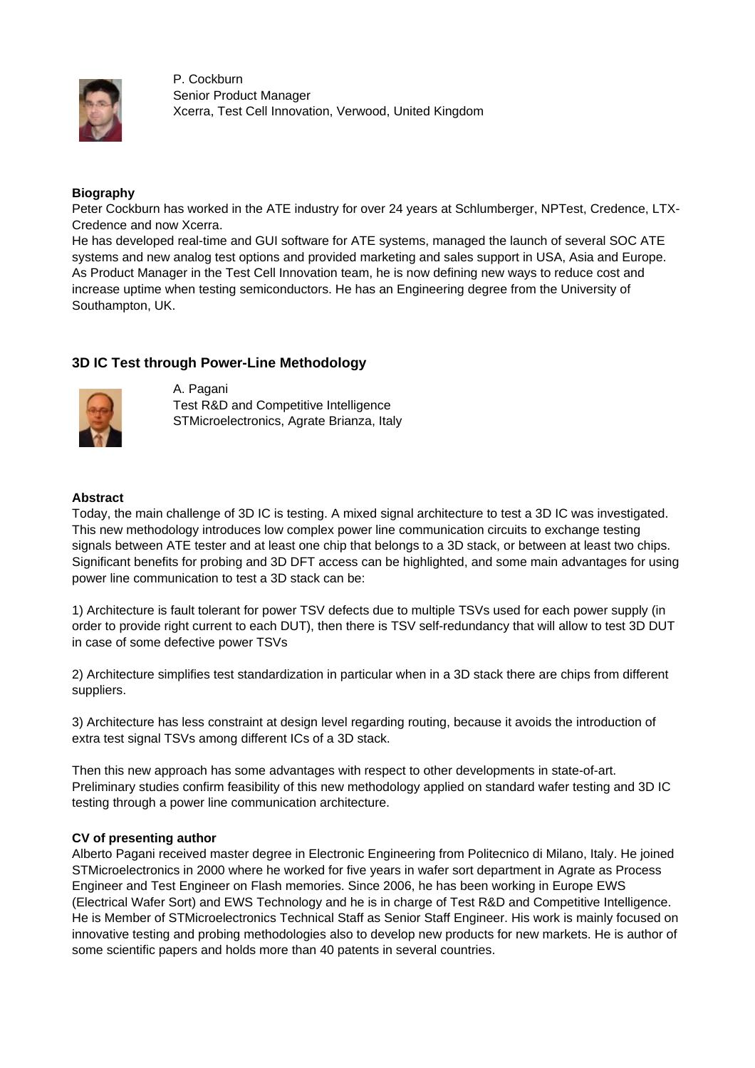P. Cockburn
Senior Product Manager
Xcerra, Test Cell Innovation, Verwood, United Kingdom

**Biography**

Peter Cockburn has worked in the ATE industry for over 24 years at Schlumberger, NPTest, Credence, LTX-Credence and now Xcerra.
He has developed real-time and GUI software for ATE systems, managed the launch of several SOC ATE systems and new analog test options and provided marketing and sales support in USA, Asia and Europe. As Product Manager in the Test Cell Innovation team, he is now defining new ways to reduce cost and increase uptime when testing semiconductors. He has an Engineering degree from the University of Southampton, UK.

## 3D IC Test through Power-Line Methodology

A. Pagani
Test R&D and Competitive Intelligence
STMicroelectronics, Agrate Brianza, Italy

**Abstract**

Today, the main challenge of 3D IC is testing. A mixed signal architecture to test a 3D IC was investigated. This new methodology introduces low complex power line communication circuits to exchange testing signals between ATE tester and at least one chip that belongs to a 3D stack, or between at least two chips. Significant benefits for probing and 3D DFT access can be highlighted, and some main advantages for using power line communication to test a 3D stack can be:

1) Architecture is fault tolerant for power TSV defects due to multiple TSVs used for each power supply (in order to provide right current to each DUT), then there is TSV self-redundancy that will allow to test 3D DUT in case of some defective power TSVs

2) Architecture simplifies test standardization in particular when in a 3D stack there are chips from different suppliers.

3) Architecture has less constraint at design level regarding routing, because it avoids the introduction of extra test signal TSVs among different ICs of a 3D stack.

Then this new approach has some advantages with respect to other developments in state-of-art. Preliminary studies confirm feasibility of this new methodology applied on standard wafer testing and 3D IC testing through a power line communication architecture.

**CV of presenting author**

Alberto Pagani received master degree in Electronic Engineering from Politecnico di Milano, Italy. He joined STMicroelectronics in 2000 where he worked for five years in wafer sort department in Agrate as Process Engineer and Test Engineer on Flash memories. Since 2006, he has been working in Europe EWS (Electrical Wafer Sort) and EWS Technology and he is in charge of Test R&D and Competitive Intelligence. He is Member of STMicroelectronics Technical Staff as Senior Staff Engineer. His work is mainly focused on innovative testing and probing methodologies also to develop new products for new markets. He is author of some scientific papers and holds more than 40 patents in several countries.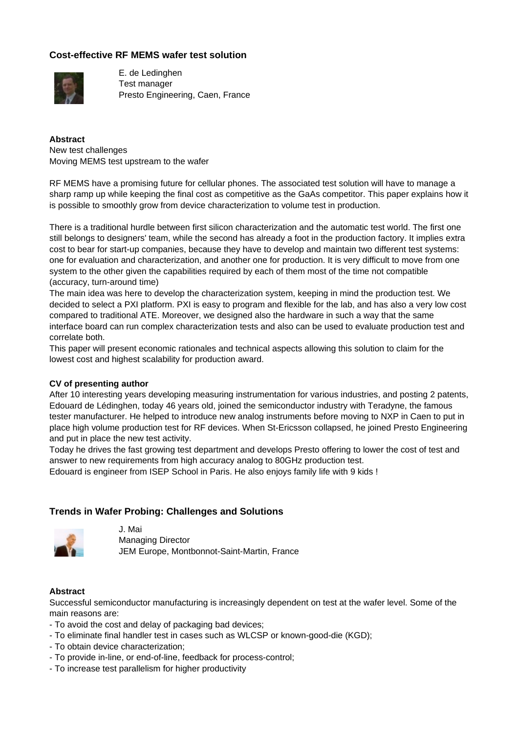### Cost-effective RF MEMS wafer test solution

E. de Ledinghen
Test manager
Presto Engineering, Caen, France

**Abstract**
New test challenges
Moving MEMS test upstream to the wafer

RF MEMS have a promising future for cellular phones. The associated test solution will have to manage a sharp ramp up while keeping the final cost as competitive as the GaAs competitor. This paper explains how it is possible to smoothly grow from device characterization to volume test in production.

There is a traditional hurdle between first silicon characterization and the automatic test world. The first one still belongs to designers' team, while the second has already a foot in the production factory. It implies extra cost to bear for start-up companies, because they have to develop and maintain two different test systems: one for evaluation and characterization, and another one for production. It is very difficult to move from one system to the other given the capabilities required by each of them most of the time not compatible (accuracy, turn-around time)
The main idea was here to develop the characterization system, keeping in mind the production test. We decided to select a PXI platform. PXI is easy to program and flexible for the lab, and has also a very low cost compared to traditional ATE. Moreover, we designed also the hardware in such a way that the same interface board can run complex characterization tests and also can be used to evaluate production test and correlate both.
This paper will present economic rationales and technical aspects allowing this solution to claim for the lowest cost and highest scalability for production award.

**CV of presenting author**
After 10 interesting years developing measuring instrumentation for various industries, and posting 2 patents, Edouard de Lédinghen, today 46 years old, joined the semiconductor industry with Teradyne, the famous tester manufacturer. He helped to introduce new analog instruments before moving to NXP in Caen to put in place high volume production test for RF devices. When St-Ericsson collapsed, he joined Presto Engineering and put in place the new test activity.
Today he drives the fast growing test department and develops Presto offering to lower the cost of test and answer to new requirements from high accuracy analog to 80GHz production test.
Edouard is engineer from ISEP School in Paris. He also enjoys family life with 9 kids !

### Trends in Wafer Probing: Challenges and Solutions

J. Mai
Managing Director
JEM Europe, Montbonnot-Saint-Martin, France

**Abstract**
Successful semiconductor manufacturing is increasingly dependent on test at the wafer level. Some of the main reasons are:

- To avoid the cost and delay of packaging bad devices;
- To eliminate final handler test in cases such as WLCSP or known-good-die (KGD);
- To obtain device characterization;
- To provide in-line, or end-of-line, feedback for process-control;
- To increase test parallelism for higher productivity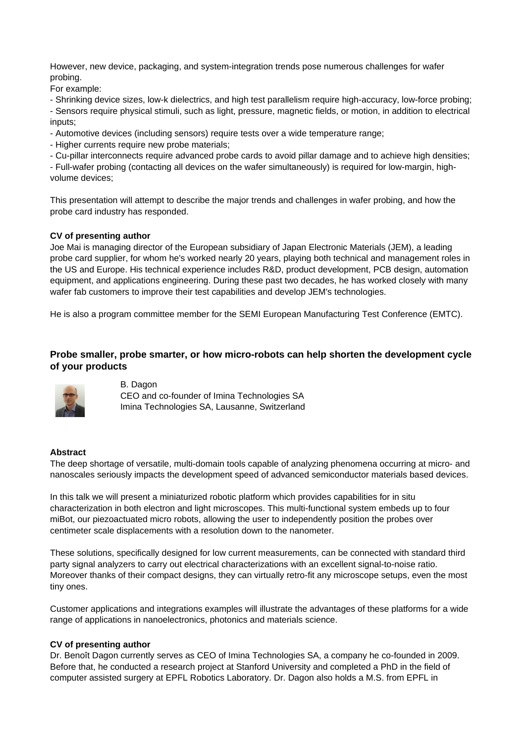However, new device, packaging, and system-integration trends pose numerous challenges for wafer probing.

For example:

- Shrinking device sizes, low-k dielectrics, and high test parallelism require high-accuracy, low-force probing;
- Sensors require physical stimuli, such as light, pressure, magnetic fields, or motion, in addition to electrical inputs;
- Automotive devices (including sensors) require tests over a wide temperature range;
- Higher currents require new probe materials;
- Cu-pillar interconnects require advanced probe cards to avoid pillar damage and to achieve high densities;
- Full-wafer probing (contacting all devices on the wafer simultaneously) is required for low-margin, high-volume devices;

This presentation will attempt to describe the major trends and challenges in wafer probing, and how the probe card industry has responded.

**CV of presenting author**

Joe Mai is managing director of the European subsidiary of Japan Electronic Materials (JEM), a leading probe card supplier, for whom he's worked nearly 20 years, playing both technical and management roles in the US and Europe. His technical experience includes R&D, product development, PCB design, automation equipment, and applications engineering. During these past two decades, he has worked closely with many wafer fab customers to improve their test capabilities and develop JEM's technologies.

He is also a program committee member for the SEMI European Manufacturing Test Conference (EMTC).

### Probe smaller, probe smarter, or how micro-robots can help shorten the development cycle of your products

B. Dagon
CEO and co-founder of Imina Technologies SA
Imina Technologies SA, Lausanne, Switzerland

**Abstract**

The deep shortage of versatile, multi-domain tools capable of analyzing phenomena occurring at micro- and nanoscales seriously impacts the development speed of advanced semiconductor materials based devices.

In this talk we will present a miniaturized robotic platform which provides capabilities for in situ characterization in both electron and light microscopes. This multi-functional system embeds up to four miBot, our piezoactuated micro robots, allowing the user to independently position the probes over centimeter scale displacements with a resolution down to the nanometer.

These solutions, specifically designed for low current measurements, can be connected with standard third party signal analyzers to carry out electrical characterizations with an excellent signal-to-noise ratio. Moreover thanks of their compact designs, they can virtually retro-fit any microscope setups, even the most tiny ones.

Customer applications and integrations examples will illustrate the advantages of these platforms for a wide range of applications in nanoelectronics, photonics and materials science.

**CV of presenting author**

Dr. Benoît Dagon currently serves as CEO of Imina Technologies SA, a company he co-founded in 2009. Before that, he conducted a research project at Stanford University and completed a PhD in the field of computer assisted surgery at EPFL Robotics Laboratory. Dr. Dagon also holds a M.S. from EPFL in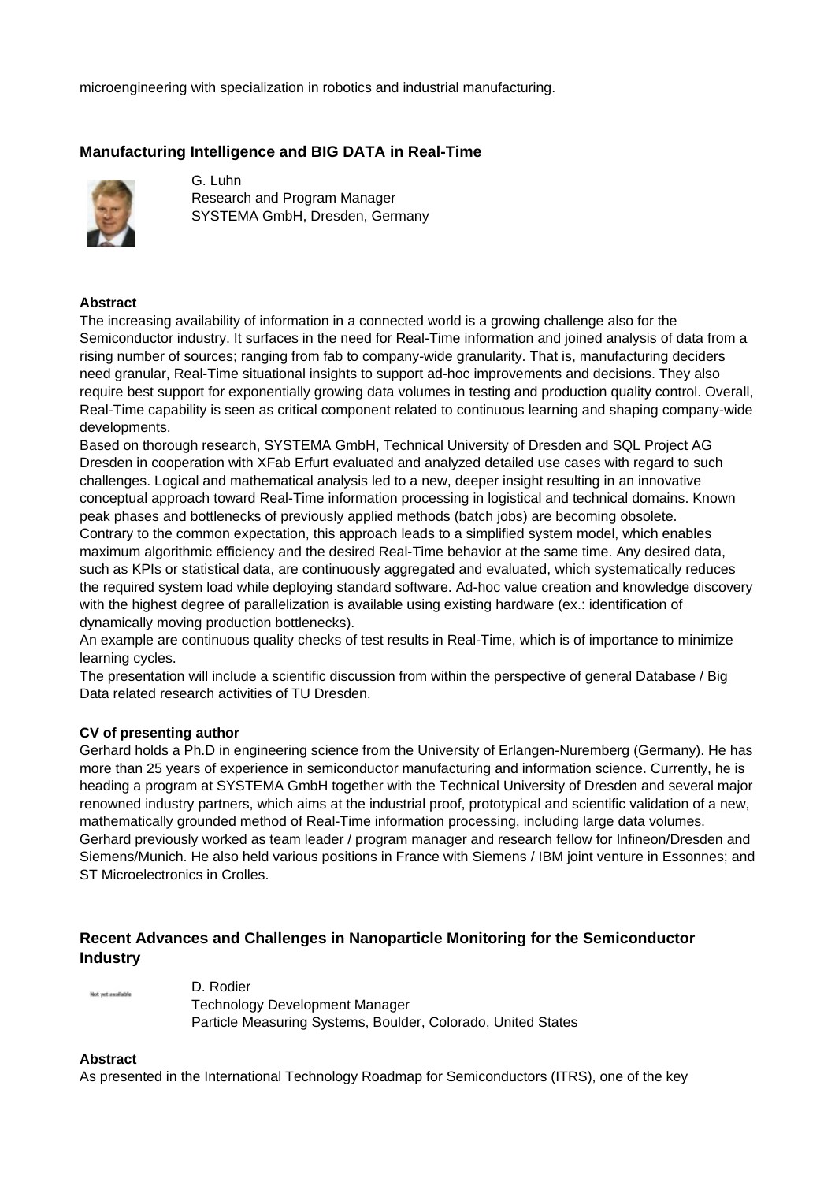microengineering with specialization in robotics and industrial manufacturing.

### Manufacturing Intelligence and BIG DATA in Real-Time

G. Luhn
Research and Program Manager
SYSTEMA GmbH, Dresden, Germany

**Abstract**

The increasing availability of information in a connected world is a growing challenge also for the Semiconductor industry. It surfaces in the need for Real-Time information and joined analysis of data from a rising number of sources; ranging from fab to company-wide granularity. That is, manufacturing deciders need granular, Real-Time situational insights to support ad-hoc improvements and decisions. They also require best support for exponentially growing data volumes in testing and production quality control. Overall, Real-Time capability is seen as critical component related to continuous learning and shaping company-wide developments.

Based on thorough research, SYSTEMA GmbH, Technical University of Dresden and SQL Project AG Dresden in cooperation with XFab Erfurt evaluated and analyzed detailed use cases with regard to such challenges. Logical and mathematical analysis led to a new, deeper insight resulting in an innovative conceptual approach toward Real-Time information processing in logistical and technical domains. Known peak phases and bottlenecks of previously applied methods (batch jobs) are becoming obsolete.

Contrary to the common expectation, this approach leads to a simplified system model, which enables maximum algorithmic efficiency and the desired Real-Time behavior at the same time. Any desired data, such as KPIs or statistical data, are continuously aggregated and evaluated, which systematically reduces the required system load while deploying standard software. Ad-hoc value creation and knowledge discovery with the highest degree of parallelization is available using existing hardware (ex.: identification of dynamically moving production bottlenecks).

An example are continuous quality checks of test results in Real-Time, which is of importance to minimize learning cycles.

The presentation will include a scientific discussion from within the perspective of general Database / Big Data related research activities of TU Dresden.

**CV of presenting author**

Gerhard holds a Ph.D in engineering science from the University of Erlangen-Nuremberg (Germany). He has more than 25 years of experience in semiconductor manufacturing and information science. Currently, he is heading a program at SYSTEMA GmbH together with the Technical University of Dresden and several major renowned industry partners, which aims at the industrial proof, prototypical and scientific validation of a new, mathematically grounded method of Real-Time information processing, including large data volumes. Gerhard previously worked as team leader / program manager and research fellow for Infineon/Dresden and Siemens/Munich. He also held various positions in France with Siemens / IBM joint venture in Essonnes; and ST Microelectronics in Crolles.

### Recent Advances and Challenges in Nanoparticle Monitoring for the Semiconductor Industry

Not yet available

D. Rodier
Technology Development Manager
Particle Measuring Systems, Boulder, Colorado, United States

**Abstract**

As presented in the International Technology Roadmap for Semiconductors (ITRS), one of the key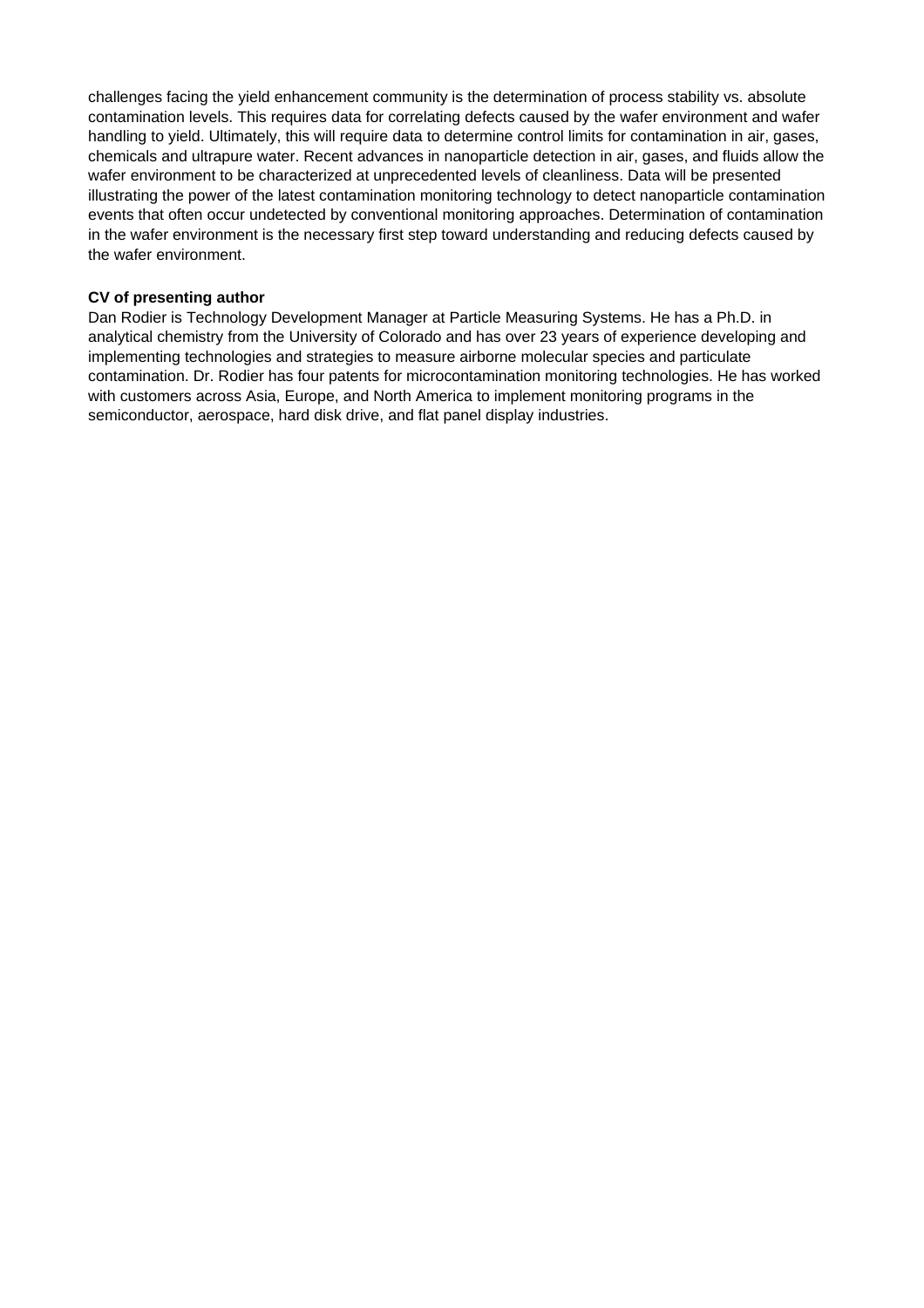challenges facing the yield enhancement community is the determination of process stability vs. absolute contamination levels. This requires data for correlating defects caused by the wafer environment and wafer handling to yield. Ultimately, this will require data to determine control limits for contamination in air, gases, chemicals and ultrapure water. Recent advances in nanoparticle detection in air, gases, and fluids allow the wafer environment to be characterized at unprecedented levels of cleanliness. Data will be presented illustrating the power of the latest contamination monitoring technology to detect nanoparticle contamination events that often occur undetected by conventional monitoring approaches. Determination of contamination in the wafer environment is the necessary first step toward understanding and reducing defects caused by the wafer environment.

**CV of presenting author**

Dan Rodier is Technology Development Manager at Particle Measuring Systems. He has a Ph.D. in analytical chemistry from the University of Colorado and has over 23 years of experience developing and implementing technologies and strategies to measure airborne molecular species and particulate contamination. Dr. Rodier has four patents for microcontamination monitoring technologies. He has worked with customers across Asia, Europe, and North America to implement monitoring programs in the semiconductor, aerospace, hard disk drive, and flat panel display industries.